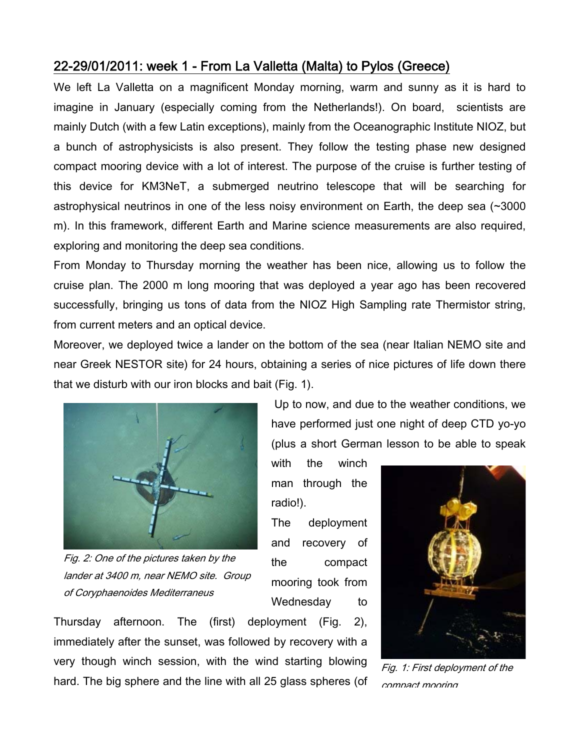## 22-29/01/2011: week 1 - From La Valletta (Malta) to Pylos (Greece)

We left La Valletta on a magnificent Monday morning, warm and sunny as it is hard to imagine in January (especially coming from the Netherlands!). On board, scientists are mainly Dutch (with a few Latin exceptions), mainly from the Oceanographic Institute NIOZ, but a bunch of astrophysicists is also present. They follow the testing phase new designed compact mooring device with a lot of interest. The purpose of the cruise is further testing of this device for KM3NeT, a submerged neutrino telescope that will be searching for astrophysical neutrinos in one of the less noisy environment on Earth, the deep sea (~3000 m). In this framework, different Earth and Marine science measurements are also required, exploring and monitoring the deep sea conditions.

From Monday to Thursday morning the weather has been nice, allowing us to follow the cruise plan. The 2000 m long mooring that was deployed a year ago has been recovered successfully, bringing us tons of data from the NIOZ High Sampling rate Thermistor string, from current meters and an optical device.

Moreover, we deployed twice a lander on the bottom of the sea (near Italian NEMO site and near Greek NESTOR site) for 24 hours, obtaining a series of nice pictures of life down there that we disturb with our iron blocks and bait (Fig. 1).

*Fig. 2: One of the pictures taken by the lander at 3400 m, near NEMO site. Group of Coryphaenoides Mediterraneus*

Up to now, and due to the weather conditions, we have performed just one night of deep CTD yo-yo (plus a short German lesson to be able to speak with the winch man through the radio!).

The deployment and recovery of the compact mooring took from Wednesday to Thursday afternoon. The (first) deployment (Fig. 2), immediately after the sunset, was followed by recovery with a very though winch session, with the wind starting blowing hard. The big sphere and the line with all 25 glass spheres (of

*Fig. 1: First deployment of the compact mooring*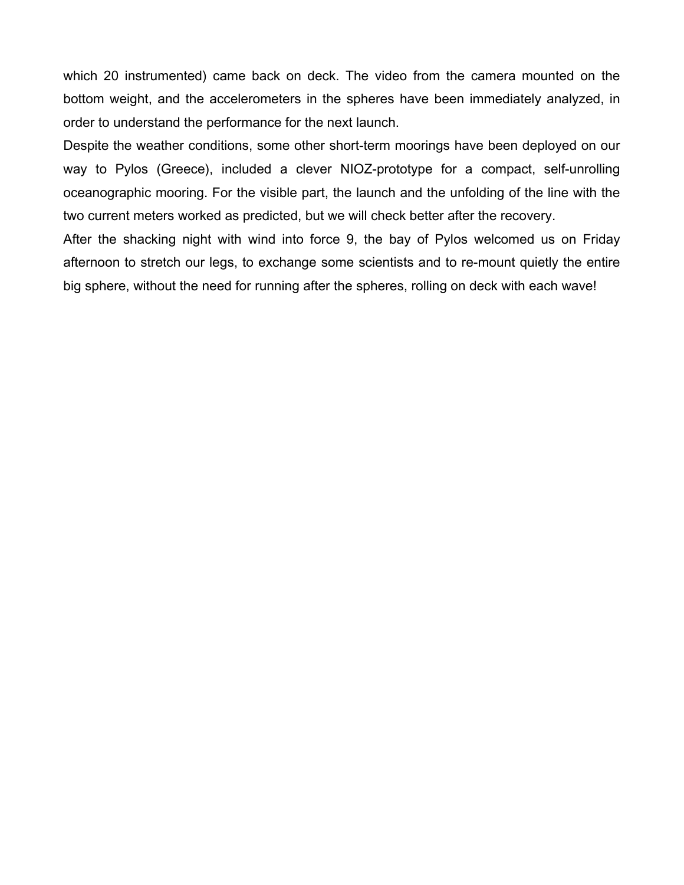which 20 instrumented) came back on deck. The video from the camera mounted on the bottom weight, and the accelerometers in the spheres have been immediately analyzed, in order to understand the performance for the next launch.

Despite the weather conditions, some other short-term moorings have been deployed on our way to Pylos (Greece), included a clever NIOZ-prototype for a compact, self-unrolling oceanographic mooring. For the visible part, the launch and the unfolding of the line with the two current meters worked as predicted, but we will check better after the recovery.

After the shacking night with wind into force 9, the bay of Pylos welcomed us on Friday afternoon to stretch our legs, to exchange some scientists and to re-mount quietly the entire big sphere, without the need for running after the spheres, rolling on deck with each wave!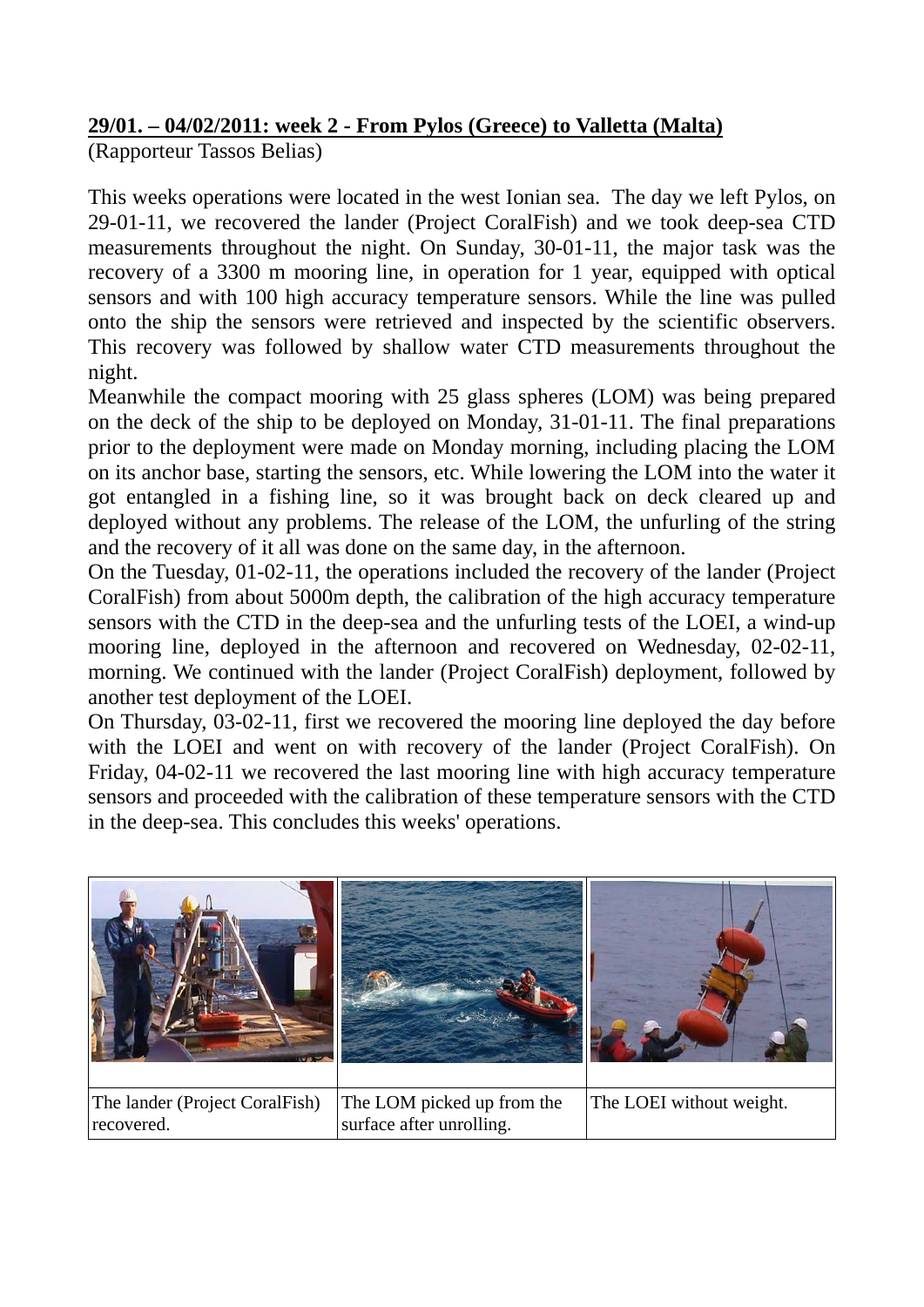**29/01. – 04/02/2011: week 2 - From Pylos (Greece) to Valletta (Malta)**
(Rapporteur Tassos Belias)

This weeks operations were located in the west Ionian sea. The day we left Pylos, on 29-01-11, we recovered the lander (Project CoralFish) and we took deep-sea CTD measurements throughout the night. On Sunday, 30-01-11, the major task was the recovery of a 3300 m mooring line, in operation for 1 year, equipped with optical sensors and with 100 high accuracy temperature sensors. While the line was pulled onto the ship the sensors were retrieved and inspected by the scientific observers. This recovery was followed by shallow water CTD measurements throughout the night.

Meanwhile the compact mooring with 25 glass spheres (LOM) was being prepared on the deck of the ship to be deployed on Monday, 31-01-11. The final preparations prior to the deployment were made on Monday morning, including placing the LOM on its anchor base, starting the sensors, etc. While lowering the LOM into the water it got entangled in a fishing line, so it was brought back on deck cleared up and deployed without any problems. The release of the LOM, the unfurling of the string and the recovery of it all was done on the same day, in the afternoon.

On the Tuesday, 01-02-11, the operations included the recovery of the lander (Project CoralFish) from about 5000m depth, the calibration of the high accuracy temperature sensors with the CTD in the deep-sea and the unfurling tests of the LOEI, a wind-up mooring line, deployed in the afternoon and recovered on Wednesday, 02-02-11, morning. We continued with the lander (Project CoralFish) deployment, followed by another test deployment of the LOEI.

On Thursday, 03-02-11, first we recovered the mooring line deployed the day before with the LOEI and went on with recovery of the lander (Project CoralFish). On Friday, 04-02-11 we recovered the last mooring line with high accuracy temperature sensors and proceeded with the calibration of these temperature sensors with the CTD in the deep-sea. This concludes this weeks' operations.

| | | |
|---|---|---|
| The lander (Project CoralFish) recovered. | The LOM picked up from the surface after unrolling. | The LOEI without weight. |